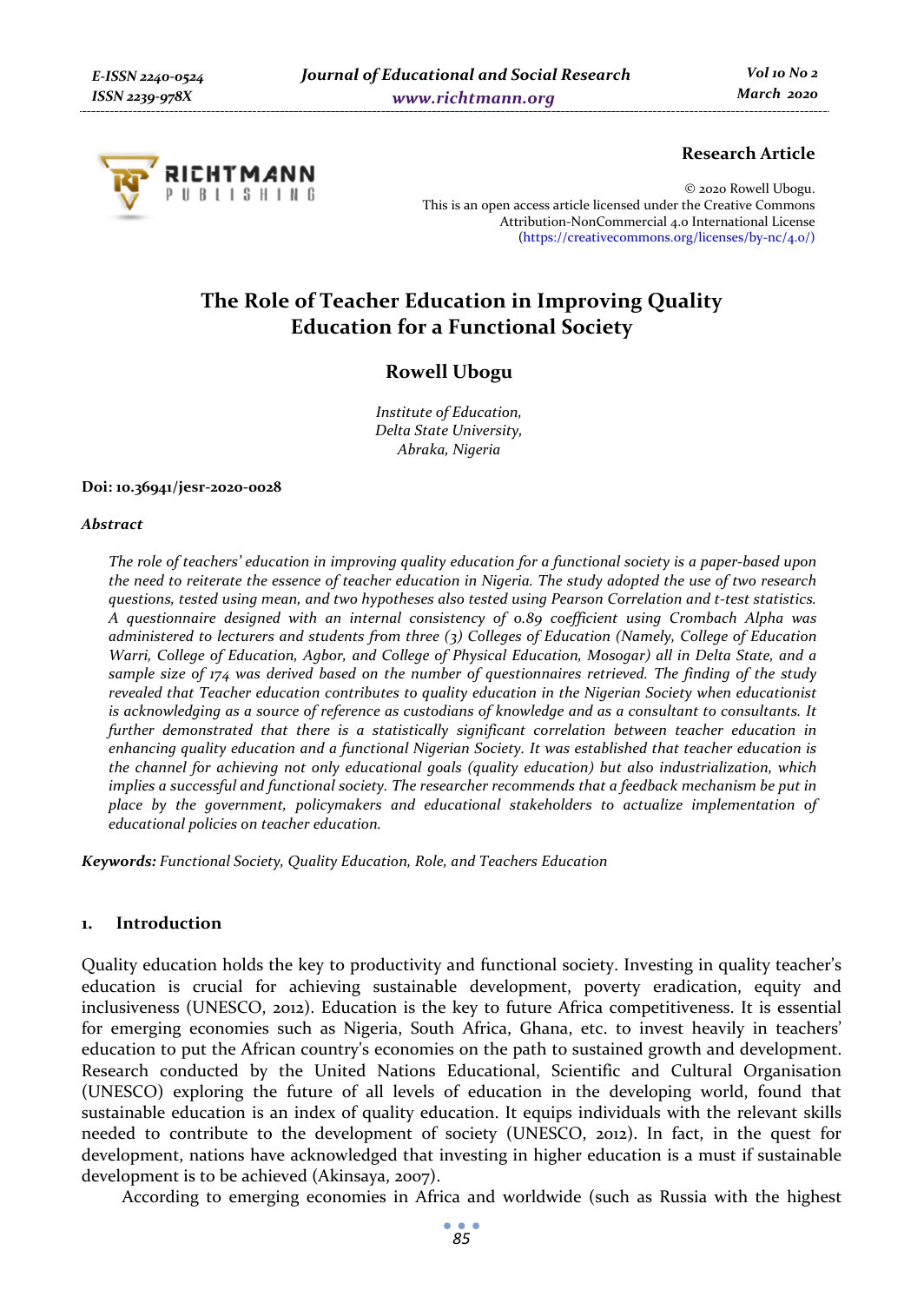**Research Article**

© 2020 Rowell Ubogu.
This is an open access article licensed under the Creative Commons Attribution-NonCommercial 4.0 International License (https://creativecommons.org/licenses/by-nc/4.0/)

# The Role of Teacher Education in Improving Quality Education for a Functional Society

**Rowell Ubogu**

*Institute of Education,*
*Delta State University,*
*Abraka, Nigeria*

**Doi: 10.36941/jesr-2020-0028**

***Abstract***

*The role of teachers' education in improving quality education for a functional society is a paper-based upon the need to reiterate the essence of teacher education in Nigeria. The study adopted the use of two research questions, tested using mean, and two hypotheses also tested using Pearson Correlation and t-test statistics. A questionnaire designed with an internal consistency of 0.89 coefficient using Crombach Alpha was administered to lecturers and students from three (3) Colleges of Education (Namely, College of Education Warri, College of Education, Agbor, and College of Physical Education, Mosogar) all in Delta State, and a sample size of 174 was derived based on the number of questionnaires retrieved. The finding of the study revealed that Teacher education contributes to quality education in the Nigerian Society when educationist is acknowledging as a source of reference as custodians of knowledge and as a consultant to consultants. It further demonstrated that there is a statistically significant correlation between teacher education in enhancing quality education and a functional Nigerian Society. It was established that teacher education is the channel for achieving not only educational goals (quality education) but also industrialization, which implies a successful and functional society. The researcher recommends that a feedback mechanism be put in place by the government, policymakers and educational stakeholders to actualize implementation of educational policies on teacher education.*

***Keywords:*** *Functional Society, Quality Education, Role, and Teachers Education*

## 1. Introduction

Quality education holds the key to productivity and functional society. Investing in quality teacher's education is crucial for achieving sustainable development, poverty eradication, equity and inclusiveness (UNESCO, 2012). Education is the key to future Africa competitiveness. It is essential for emerging economies such as Nigeria, South Africa, Ghana, etc. to invest heavily in teachers' education to put the African country's economies on the path to sustained growth and development. Research conducted by the United Nations Educational, Scientific and Cultural Organisation (UNESCO) exploring the future of all levels of education in the developing world, found that sustainable education is an index of quality education. It equips individuals with the relevant skills needed to contribute to the development of society (UNESCO, 2012). In fact, in the quest for development, nations have acknowledged that investing in higher education is a must if sustainable development is to be achieved (Akinsaya, 2007).

According to emerging economies in Africa and worldwide (such as Russia with the highest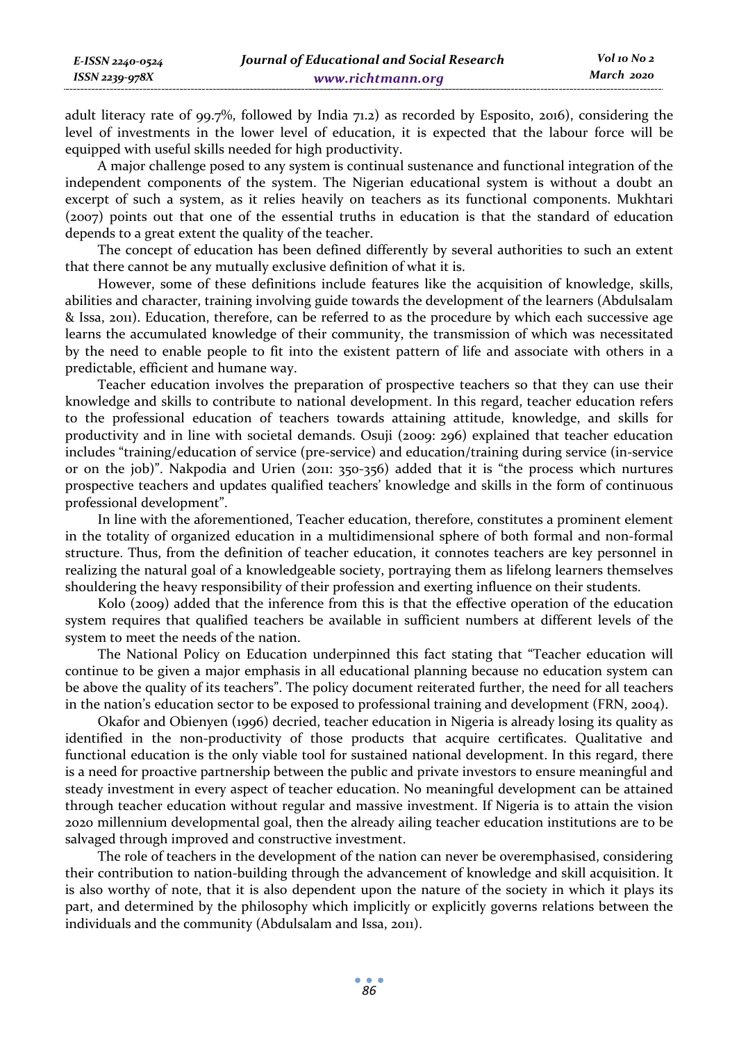adult literacy rate of 99.7%, followed by India 71.2) as recorded by Esposito, 2016), considering the level of investments in the lower level of education, it is expected that the labour force will be equipped with useful skills needed for high productivity.

A major challenge posed to any system is continual sustenance and functional integration of the independent components of the system. The Nigerian educational system is without a doubt an excerpt of such a system, as it relies heavily on teachers as its functional components. Mukhtari (2007) points out that one of the essential truths in education is that the standard of education depends to a great extent the quality of the teacher.

The concept of education has been defined differently by several authorities to such an extent that there cannot be any mutually exclusive definition of what it is.

However, some of these definitions include features like the acquisition of knowledge, skills, abilities and character, training involving guide towards the development of the learners (Abdulsalam & Issa, 2011). Education, therefore, can be referred to as the procedure by which each successive age learns the accumulated knowledge of their community, the transmission of which was necessitated by the need to enable people to fit into the existent pattern of life and associate with others in a predictable, efficient and humane way.

Teacher education involves the preparation of prospective teachers so that they can use their knowledge and skills to contribute to national development. In this regard, teacher education refers to the professional education of teachers towards attaining attitude, knowledge, and skills for productivity and in line with societal demands. Osuji (2009: 296) explained that teacher education includes "training/education of service (pre-service) and education/training during service (in-service or on the job)". Nakpodia and Urien (2011: 350-356) added that it is "the process which nurtures prospective teachers and updates qualified teachers' knowledge and skills in the form of continuous professional development".

In line with the aforementioned, Teacher education, therefore, constitutes a prominent element in the totality of organized education in a multidimensional sphere of both formal and non-formal structure. Thus, from the definition of teacher education, it connotes teachers are key personnel in realizing the natural goal of a knowledgeable society, portraying them as lifelong learners themselves shouldering the heavy responsibility of their profession and exerting influence on their students.

Kolo (2009) added that the inference from this is that the effective operation of the education system requires that qualified teachers be available in sufficient numbers at different levels of the system to meet the needs of the nation.

The National Policy on Education underpinned this fact stating that "Teacher education will continue to be given a major emphasis in all educational planning because no education system can be above the quality of its teachers". The policy document reiterated further, the need for all teachers in the nation's education sector to be exposed to professional training and development (FRN, 2004).

Okafor and Obienyen (1996) decried, teacher education in Nigeria is already losing its quality as identified in the non-productivity of those products that acquire certificates. Qualitative and functional education is the only viable tool for sustained national development. In this regard, there is a need for proactive partnership between the public and private investors to ensure meaningful and steady investment in every aspect of teacher education. No meaningful development can be attained through teacher education without regular and massive investment. If Nigeria is to attain the vision 2020 millennium developmental goal, then the already ailing teacher education institutions are to be salvaged through improved and constructive investment.

The role of teachers in the development of the nation can never be overemphasised, considering their contribution to nation-building through the advancement of knowledge and skill acquisition. It is also worthy of note, that it is also dependent upon the nature of the society in which it plays its part, and determined by the philosophy which implicitly or explicitly governs relations between the individuals and the community (Abdulsalam and Issa, 2011).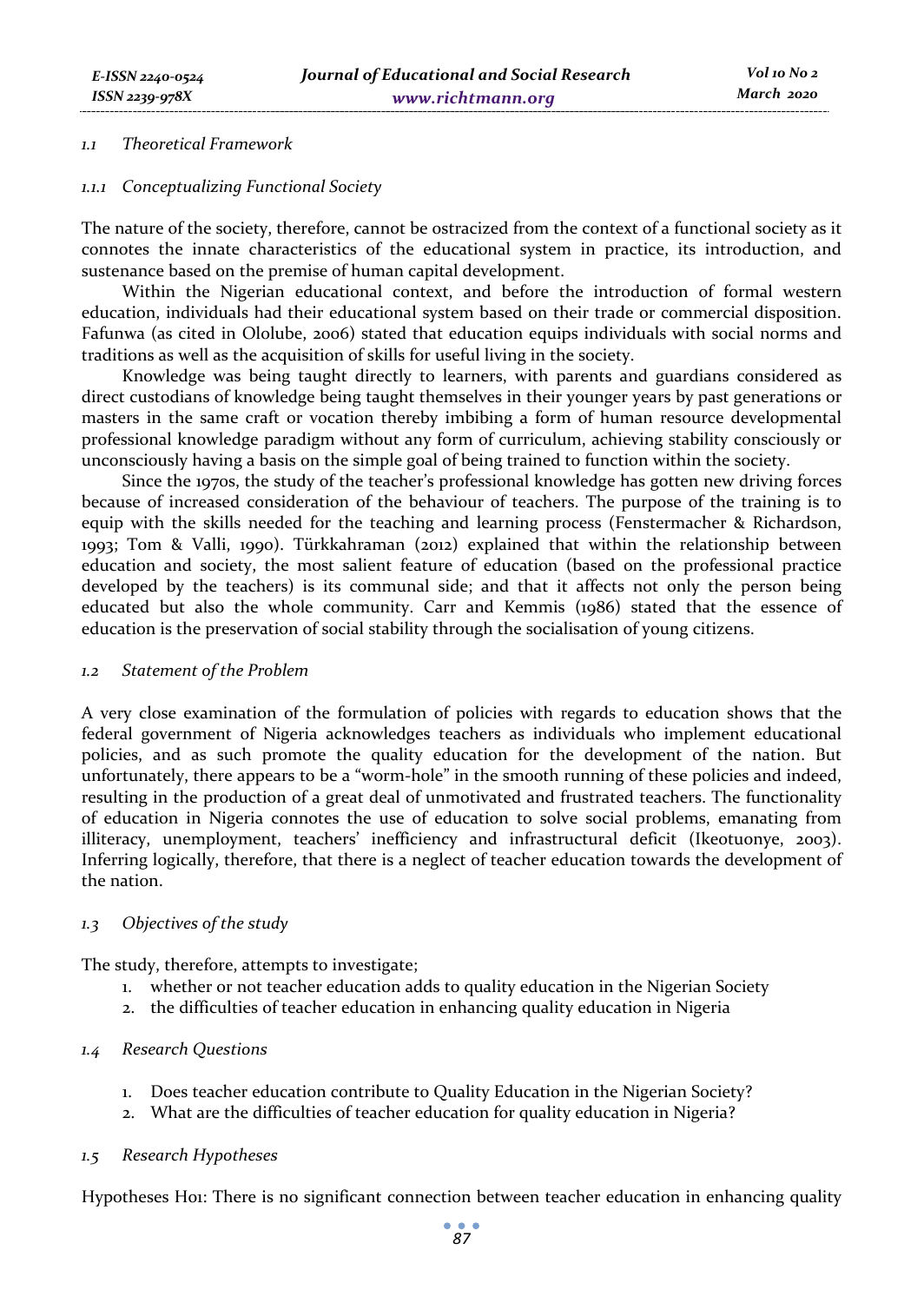### 1.1 Theoretical Framework

#### 1.1.1 Conceptualizing Functional Society

The nature of the society, therefore, cannot be ostracized from the context of a functional society as it connotes the innate characteristics of the educational system in practice, its introduction, and sustenance based on the premise of human capital development.

Within the Nigerian educational context, and before the introduction of formal western education, individuals had their educational system based on their trade or commercial disposition. Fafunwa (as cited in Ololube, 2006) stated that education equips individuals with social norms and traditions as well as the acquisition of skills for useful living in the society.

Knowledge was being taught directly to learners, with parents and guardians considered as direct custodians of knowledge being taught themselves in their younger years by past generations or masters in the same craft or vocation thereby imbibing a form of human resource developmental professional knowledge paradigm without any form of curriculum, achieving stability consciously or unconsciously having a basis on the simple goal of being trained to function within the society.

Since the 1970s, the study of the teacher's professional knowledge has gotten new driving forces because of increased consideration of the behaviour of teachers. The purpose of the training is to equip with the skills needed for the teaching and learning process (Fenstermacher & Richardson, 1993; Tom & Valli, 1990). Türkkahraman (2012) explained that within the relationship between education and society, the most salient feature of education (based on the professional practice developed by the teachers) is its communal side; and that it affects not only the person being educated but also the whole community. Carr and Kemmis (1986) stated that the essence of education is the preservation of social stability through the socialisation of young citizens.

### 1.2 Statement of the Problem

A very close examination of the formulation of policies with regards to education shows that the federal government of Nigeria acknowledges teachers as individuals who implement educational policies, and as such promote the quality education for the development of the nation. But unfortunately, there appears to be a "worm-hole" in the smooth running of these policies and indeed, resulting in the production of a great deal of unmotivated and frustrated teachers. The functionality of education in Nigeria connotes the use of education to solve social problems, emanating from illiteracy, unemployment, teachers' inefficiency and infrastructural deficit (Ikeotuonye, 2003). Inferring logically, therefore, that there is a neglect of teacher education towards the development of the nation.

### 1.3 Objectives of the study

The study, therefore, attempts to investigate;

1. whether or not teacher education adds to quality education in the Nigerian Society
2. the difficulties of teacher education in enhancing quality education in Nigeria

### 1.4 Research Questions

1. Does teacher education contribute to Quality Education in the Nigerian Society?
2. What are the difficulties of teacher education for quality education in Nigeria?

### 1.5 Research Hypotheses

Hypotheses Ho1: There is no significant connection between teacher education in enhancing quality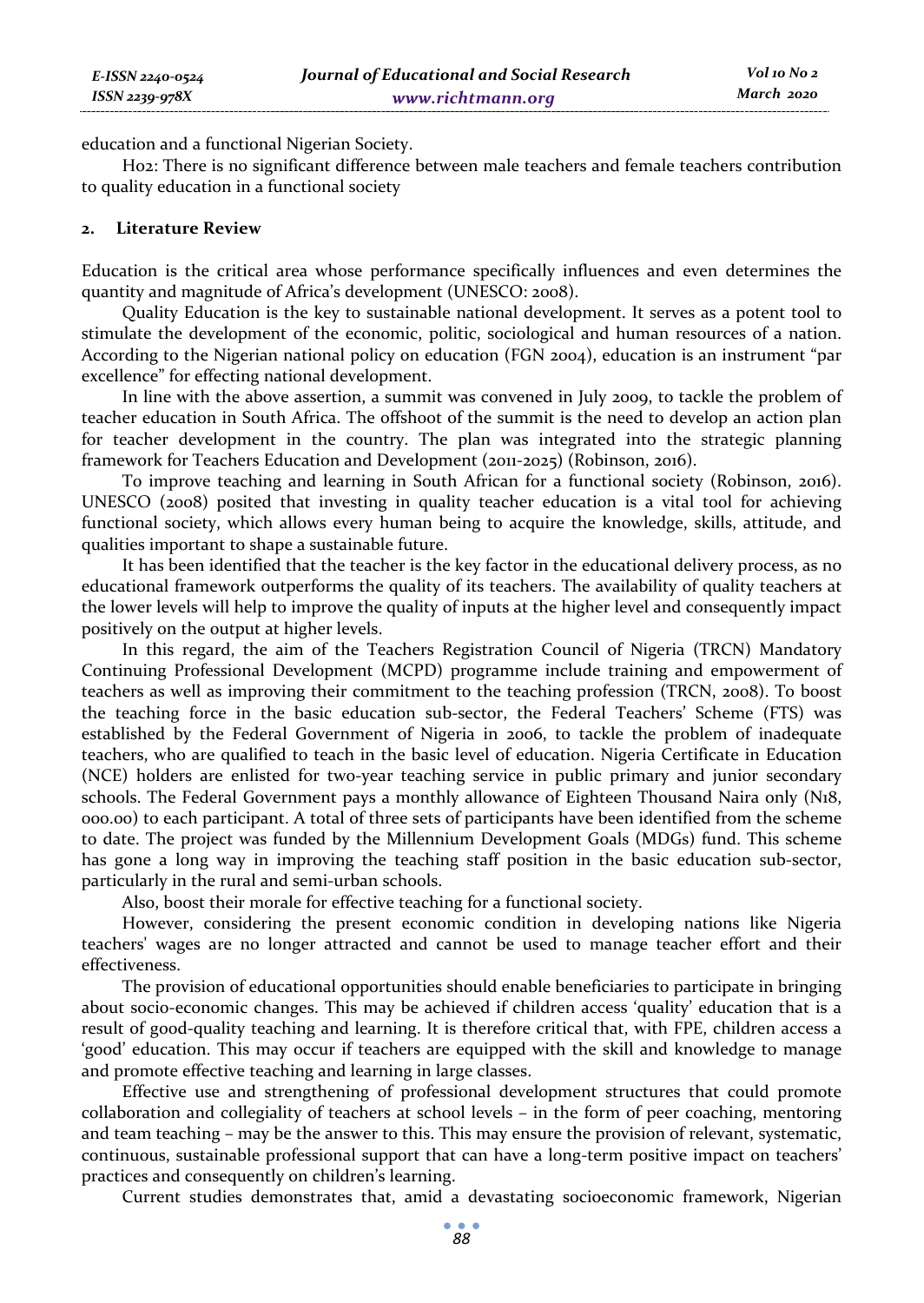education and a functional Nigerian Society.

Ho2: There is no significant difference between male teachers and female teachers contribution to quality education in a functional society

## 2. Literature Review

Education is the critical area whose performance specifically influences and even determines the quantity and magnitude of Africa's development (UNESCO: 2008).

Quality Education is the key to sustainable national development. It serves as a potent tool to stimulate the development of the economic, politic, sociological and human resources of a nation. According to the Nigerian national policy on education (FGN 2004), education is an instrument "par excellence" for effecting national development.

In line with the above assertion, a summit was convened in July 2009, to tackle the problem of teacher education in South Africa. The offshoot of the summit is the need to develop an action plan for teacher development in the country. The plan was integrated into the strategic planning framework for Teachers Education and Development (2011-2025) (Robinson, 2016).

To improve teaching and learning in South African for a functional society (Robinson, 2016). UNESCO (2008) posited that investing in quality teacher education is a vital tool for achieving functional society, which allows every human being to acquire the knowledge, skills, attitude, and qualities important to shape a sustainable future.

It has been identified that the teacher is the key factor in the educational delivery process, as no educational framework outperforms the quality of its teachers. The availability of quality teachers at the lower levels will help to improve the quality of inputs at the higher level and consequently impact positively on the output at higher levels.

In this regard, the aim of the Teachers Registration Council of Nigeria (TRCN) Mandatory Continuing Professional Development (MCPD) programme include training and empowerment of teachers as well as improving their commitment to the teaching profession (TRCN, 2008). To boost the teaching force in the basic education sub-sector, the Federal Teachers' Scheme (FTS) was established by the Federal Government of Nigeria in 2006, to tackle the problem of inadequate teachers, who are qualified to teach in the basic level of education. Nigeria Certificate in Education (NCE) holders are enlisted for two-year teaching service in public primary and junior secondary schools. The Federal Government pays a monthly allowance of Eighteen Thousand Naira only (N18, 000.00) to each participant. A total of three sets of participants have been identified from the scheme to date. The project was funded by the Millennium Development Goals (MDGs) fund. This scheme has gone a long way in improving the teaching staff position in the basic education sub-sector, particularly in the rural and semi-urban schools.

Also, boost their morale for effective teaching for a functional society.

However, considering the present economic condition in developing nations like Nigeria teachers' wages are no longer attracted and cannot be used to manage teacher effort and their effectiveness.

The provision of educational opportunities should enable beneficiaries to participate in bringing about socio-economic changes. This may be achieved if children access 'quality' education that is a result of good-quality teaching and learning. It is therefore critical that, with FPE, children access a 'good' education. This may occur if teachers are equipped with the skill and knowledge to manage and promote effective teaching and learning in large classes.

Effective use and strengthening of professional development structures that could promote collaboration and collegiality of teachers at school levels – in the form of peer coaching, mentoring and team teaching – may be the answer to this. This may ensure the provision of relevant, systematic, continuous, sustainable professional support that can have a long-term positive impact on teachers' practices and consequently on children's learning.

Current studies demonstrates that, amid a devastating socioeconomic framework, Nigerian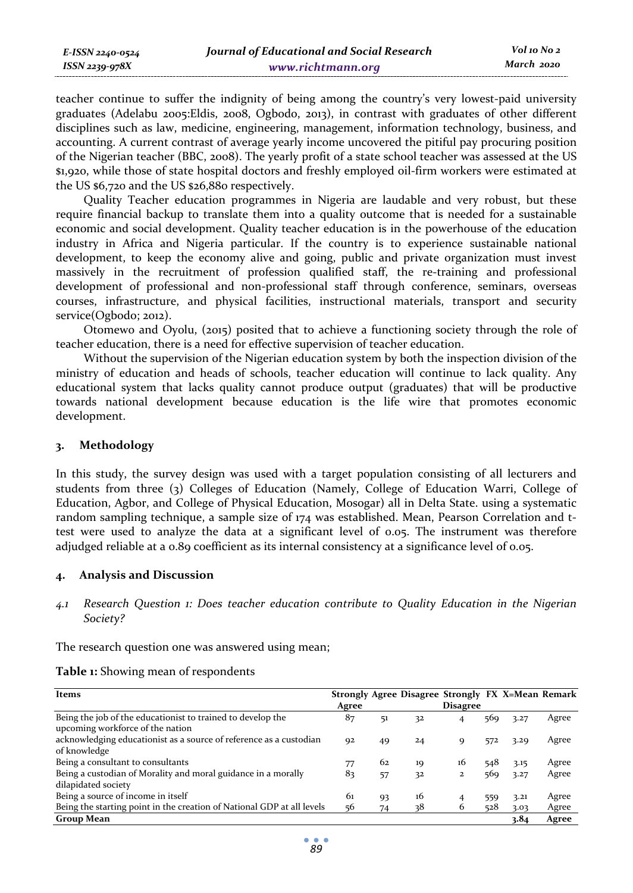teacher continue to suffer the indignity of being among the country's very lowest-paid university graduates (Adelabu 2005:Eldis, 2008, Ogbodo, 2013), in contrast with graduates of other different disciplines such as law, medicine, engineering, management, information technology, business, and accounting. A current contrast of average yearly income uncovered the pitiful pay procuring position of the Nigerian teacher (BBC, 2008). The yearly profit of a state school teacher was assessed at the US $1,920, while those of state hospital doctors and freshly employed oil-firm workers were estimated at the US $6,720 and the US $26,880 respectively.

Quality Teacher education programmes in Nigeria are laudable and very robust, but these require financial backup to translate them into a quality outcome that is needed for a sustainable economic and social development. Quality teacher education is in the powerhouse of the education industry in Africa and Nigeria particular. If the country is to experience sustainable national development, to keep the economy alive and going, public and private organization must invest massively in the recruitment of profession qualified staff, the re-training and professional development of professional and non-professional staff through conference, seminars, overseas courses, infrastructure, and physical facilities, instructional materials, transport and security service(Ogbodo; 2012).

Otomewo and Oyolu, (2015) posited that to achieve a functioning society through the role of teacher education, there is a need for effective supervision of teacher education.

Without the supervision of the Nigerian education system by both the inspection division of the ministry of education and heads of schools, teacher education will continue to lack quality. Any educational system that lacks quality cannot produce output (graduates) that will be productive towards national development because education is the life wire that promotes economic development.

## 3. Methodology

In this study, the survey design was used with a target population consisting of all lecturers and students from three (3) Colleges of Education (Namely, College of Education Warri, College of Education, Agbor, and College of Physical Education, Mosogar) all in Delta State. using a systematic random sampling technique, a sample size of 174 was established. Mean, Pearson Correlation and t-test were used to analyze the data at a significant level of 0.05. The instrument was therefore adjudged reliable at a 0.89 coefficient as its internal consistency at a significance level of 0.05.

## 4. Analysis and Discussion

### *4.1 Research Question 1: Does teacher education contribute to Quality Education in the Nigerian Society?*

The research question one was answered using mean;

**Table 1:** Showing mean of respondents

| Items | Strongly Agree | Agree | Disagree | Strongly Disagree | FX | X=Mean | Remark |
|---|---|---|---|---|---|---|---|
| Being the job of the educationist to trained to develop the upcoming workforce of the nation | 87 | 51 | 32 | 4 | 569 | 3.27 | Agree |
| acknowledging educationist as a source of reference as a custodian of knowledge | 92 | 49 | 24 | 9 | 572 | 3.29 | Agree |
| Being a consultant to consultants | 77 | 62 | 19 | 16 | 548 | 3.15 | Agree |
| Being a custodian of Morality and moral guidance in a morally dilapidated society | 83 | 57 | 32 | 2 | 569 | 3.27 | Agree |
| Being a source of income in itself | 61 | 93 | 16 | 4 | 559 | 3.21 | Agree |
| Being the starting point in the creation of National GDP at all levels | 56 | 74 | 38 | 6 | 528 | 3.03 | Agree |
| **Group Mean** | | | | | | **3.84** | **Agree** |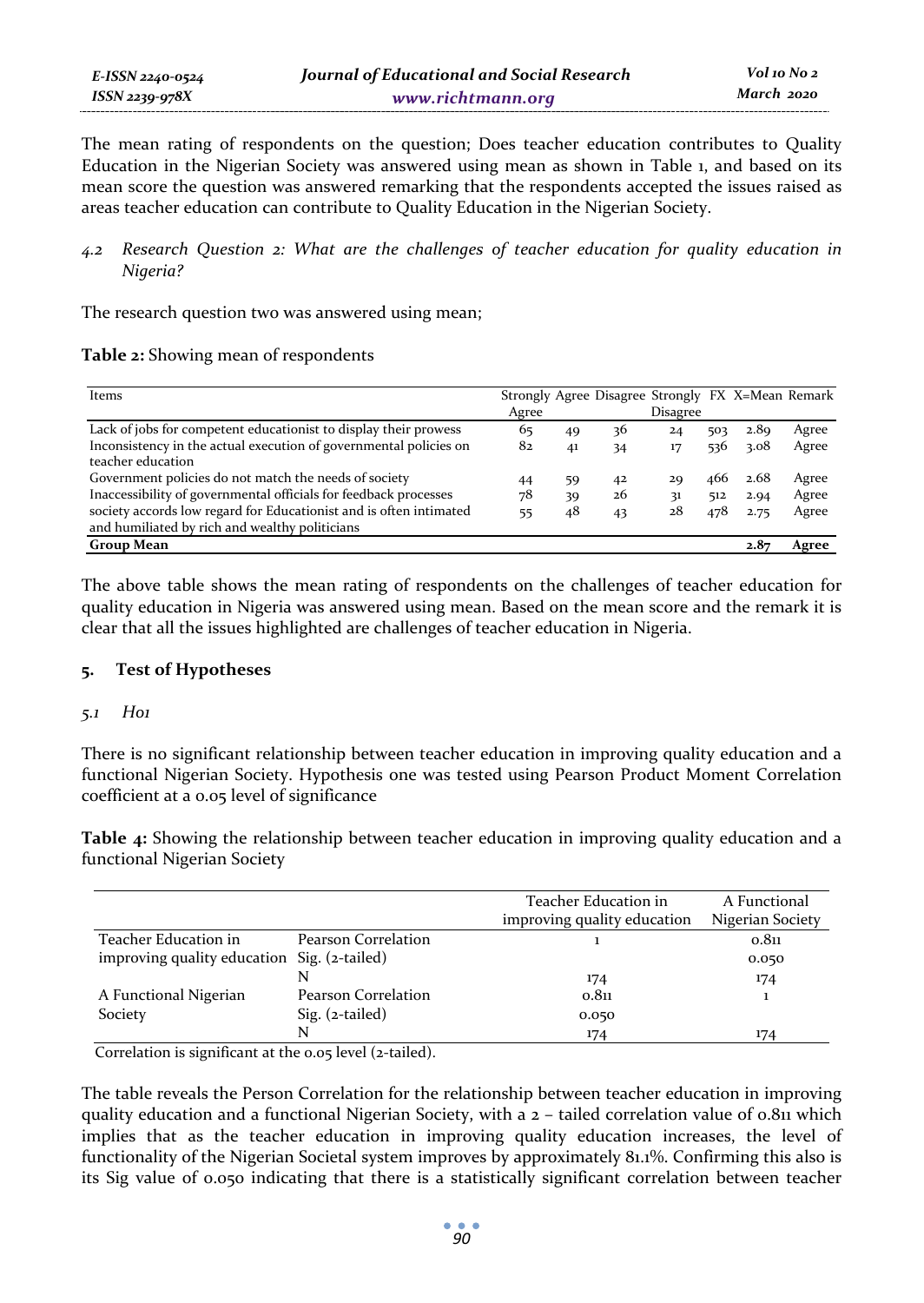The mean rating of respondents on the question; Does teacher education contributes to Quality Education in the Nigerian Society was answered using mean as shown in Table 1, and based on its mean score the question was answered remarking that the respondents accepted the issues raised as areas teacher education can contribute to Quality Education in the Nigerian Society.

### 4.2 *Research Question 2: What are the challenges of teacher education for quality education in Nigeria?*

The research question two was answered using mean;

**Table 2:** Showing mean of respondents

| Items | Strongly Agree | Agree | Disagree | Strongly Disagree | FX | X=Mean | Remark |
|---|---|---|---|---|---|---|---|
| Lack of jobs for competent educationist to display their prowess | 65 | 49 | 36 | 24 | 503 | 2.89 | Agree |
| Inconsistency in the actual execution of governmental policies on teacher education | 82 | 41 | 34 | 17 | 536 | 3.08 | Agree |
| Government policies do not match the needs of society | 44 | 59 | 42 | 29 | 466 | 2.68 | Agree |
| Inaccessibility of governmental officials for feedback processes | 78 | 39 | 26 | 31 | 512 | 2.94 | Agree |
| society accords low regard for Educationist and is often intimated and humiliated by rich and wealthy politicians | 55 | 48 | 43 | 28 | 478 | 2.75 | Agree |
| **Group Mean** | | | | | | **2.87** | **Agree** |

The above table shows the mean rating of respondents on the challenges of teacher education for quality education in Nigeria was answered using mean. Based on the mean score and the remark it is clear that all the issues highlighted are challenges of teacher education in Nigeria.

## 5. Test of Hypotheses

### 5.1 *Ho1*

There is no significant relationship between teacher education in improving quality education and a functional Nigerian Society. Hypothesis one was tested using Pearson Product Moment Correlation coefficient at a 0.05 level of significance

**Table 4:** Showing the relationship between teacher education in improving quality education and a functional Nigerian Society

| | | Teacher Education in improving quality education | A Functional Nigerian Society |
|---|---|---|---|
| Teacher Education in improving quality education | Pearson Correlation | 1 | 0.811 |
| | Sig. (2-tailed) | | 0.050 |
| | N | 174 | 174 |
| A Functional Nigerian Society | Pearson Correlation | 0.811 | 1 |
| | Sig. (2-tailed) | 0.050 | |
| | N | 174 | 174 |

Correlation is significant at the 0.05 level (2-tailed).

The table reveals the Person Correlation for the relationship between teacher education in improving quality education and a functional Nigerian Society, with a 2 – tailed correlation value of 0.811 which implies that as the teacher education in improving quality education increases, the level of functionality of the Nigerian Societal system improves by approximately 81.1%. Confirming this also is its Sig value of 0.050 indicating that there is a statistically significant correlation between teacher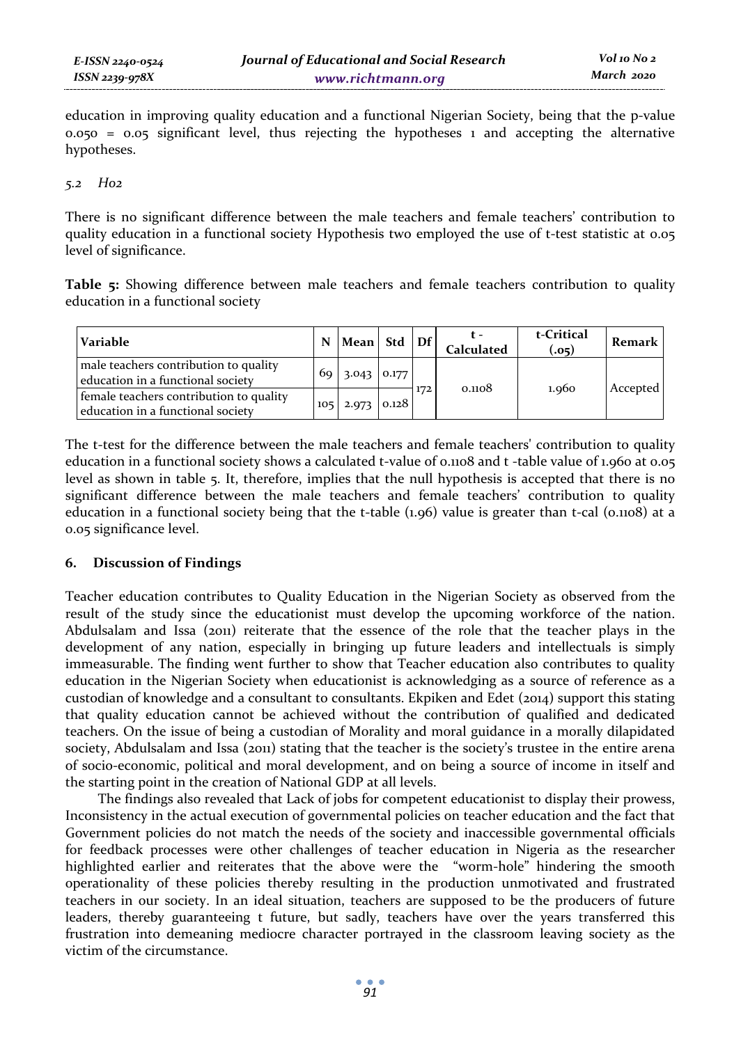education in improving quality education and a functional Nigerian Society, being that the p-value 0.050 = 0.05 significant level, thus rejecting the hypotheses 1 and accepting the alternative hypotheses.

### *5.2 Ho2*

There is no significant difference between the male teachers and female teachers' contribution to quality education in a functional society Hypothesis two employed the use of t-test statistic at 0.05 level of significance.

**Table 5:** Showing difference between male teachers and female teachers contribution to quality education in a functional society

| Variable | N | Mean | Std | Df | t - Calculated | t-Critical (.05) | Remark |
|---|---|---|---|---|---|---|---|
| male teachers contribution to quality education in a functional society | 69 | 3.043 | 0.177 | 172 | 0.1108 | 1.960 | Accepted |
| female teachers contribution to quality education in a functional society | 105 | 2.973 | 0.128 | | | | |

The t-test for the difference between the male teachers and female teachers' contribution to quality education in a functional society shows a calculated t-value of 0.1108 and t -table value of 1.960 at 0.05 level as shown in table 5. It, therefore, implies that the null hypothesis is accepted that there is no significant difference between the male teachers and female teachers' contribution to quality education in a functional society being that the t-table (1.96) value is greater than t-cal (0.1108) at a 0.05 significance level.

## 6. Discussion of Findings

Teacher education contributes to Quality Education in the Nigerian Society as observed from the result of the study since the educationist must develop the upcoming workforce of the nation. Abdulsalam and Issa (2011) reiterate that the essence of the role that the teacher plays in the development of any nation, especially in bringing up future leaders and intellectuals is simply immeasurable. The finding went further to show that Teacher education also contributes to quality education in the Nigerian Society when educationist is acknowledging as a source of reference as a custodian of knowledge and a consultant to consultants. Ekpiken and Edet (2014) support this stating that quality education cannot be achieved without the contribution of qualified and dedicated teachers. On the issue of being a custodian of Morality and moral guidance in a morally dilapidated society, Abdulsalam and Issa (2011) stating that the teacher is the society's trustee in the entire arena of socio-economic, political and moral development, and on being a source of income in itself and the starting point in the creation of National GDP at all levels.

The findings also revealed that Lack of jobs for competent educationist to display their prowess, Inconsistency in the actual execution of governmental policies on teacher education and the fact that Government policies do not match the needs of the society and inaccessible governmental officials for feedback processes were other challenges of teacher education in Nigeria as the researcher highlighted earlier and reiterates that the above were the "worm-hole" hindering the smooth operationality of these policies thereby resulting in the production unmotivated and frustrated teachers in our society. In an ideal situation, teachers are supposed to be the producers of future leaders, thereby guaranteeing t future, but sadly, teachers have over the years transferred this frustration into demeaning mediocre character portrayed in the classroom leaving society as the victim of the circumstance.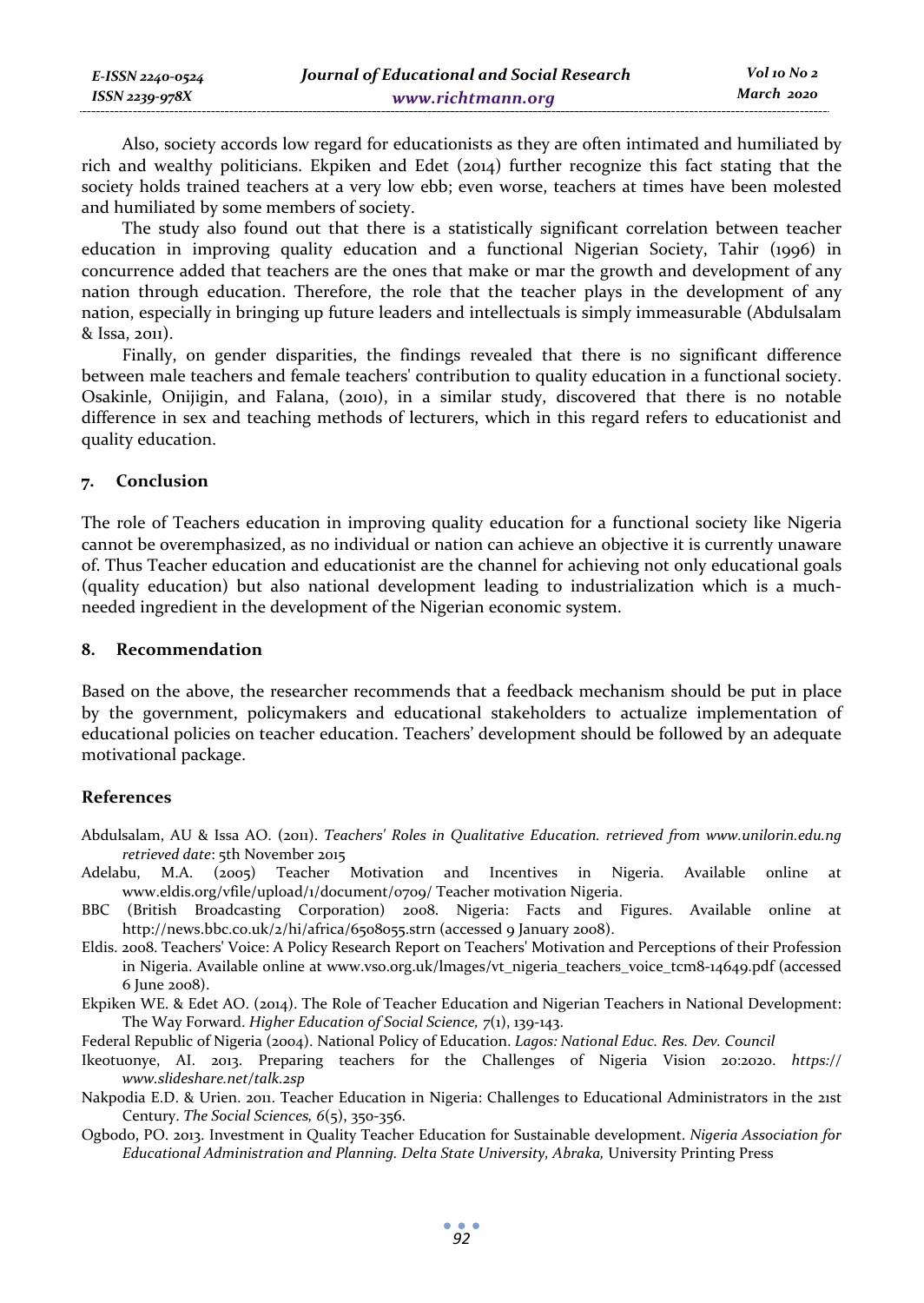Also, society accords low regard for educationists as they are often intimated and humiliated by rich and wealthy politicians. Ekpiken and Edet (2014) further recognize this fact stating that the society holds trained teachers at a very low ebb; even worse, teachers at times have been molested and humiliated by some members of society.

The study also found out that there is a statistically significant correlation between teacher education in improving quality education and a functional Nigerian Society, Tahir (1996) in concurrence added that teachers are the ones that make or mar the growth and development of any nation through education. Therefore, the role that the teacher plays in the development of any nation, especially in bringing up future leaders and intellectuals is simply immeasurable (Abdulsalam & Issa, 2011).

Finally, on gender disparities, the findings revealed that there is no significant difference between male teachers and female teachers' contribution to quality education in a functional society. Osakinle, Onijigin, and Falana, (2010), in a similar study, discovered that there is no notable difference in sex and teaching methods of lecturers, which in this regard refers to educationist and quality education.

## 7. Conclusion

The role of Teachers education in improving quality education for a functional society like Nigeria cannot be overemphasized, as no individual or nation can achieve an objective it is currently unaware of. Thus Teacher education and educationist are the channel for achieving not only educational goals (quality education) but also national development leading to industrialization which is a much-needed ingredient in the development of the Nigerian economic system.

## 8. Recommendation

Based on the above, the researcher recommends that a feedback mechanism should be put in place by the government, policymakers and educational stakeholders to actualize implementation of educational policies on teacher education. Teachers' development should be followed by an adequate motivational package.

## References

Abdulsalam, AU & Issa AO. (2011). *Teachers' Roles in Qualitative Education. retrieved from www.unilorin.edu.ng retrieved date*: 5th November 2015

Adelabu, M.A. (2005) Teacher Motivation and Incentives in Nigeria. Available online at www.eldis.org/vfile/upload/1/document/0709/ Teacher motivation Nigeria.

BBC (British Broadcasting Corporation) 2008. Nigeria: Facts and Figures. Available online at http://news.bbc.co.uk/2/hi/africa/6508055.strn (accessed 9 January 2008).

Eldis. 2008. Teachers' Voice: A Policy Research Report on Teachers' Motivation and Perceptions of their Profession in Nigeria. Available online at www.vso.org.uk/lmages/vt_nigeria_teachers_voice_tcm8-14649.pdf (accessed 6 June 2008).

Ekpiken WE. & Edet AO. (2014). The Role of Teacher Education and Nigerian Teachers in National Development: The Way Forward. *Higher Education of Social Science, 7*(1), 139-143.

Federal Republic of Nigeria (2004). National Policy of Education. *Lagos: National Educ. Res. Dev. Council*

Ikeotuonye, AI. 2013. Preparing teachers for the Challenges of Nigeria Vision 20:2020. *https:// www.slideshare.net/talk.2sp*

Nakpodia E.D. & Urien. 2011. Teacher Education in Nigeria: Challenges to Educational Administrators in the 21st Century. *The Social Sciences, 6*(5), 350-356.

Ogbodo, PO. 2013. Investment in Quality Teacher Education for Sustainable development. *Nigeria Association for Educational Administration and Planning. Delta State University, Abraka,* University Printing Press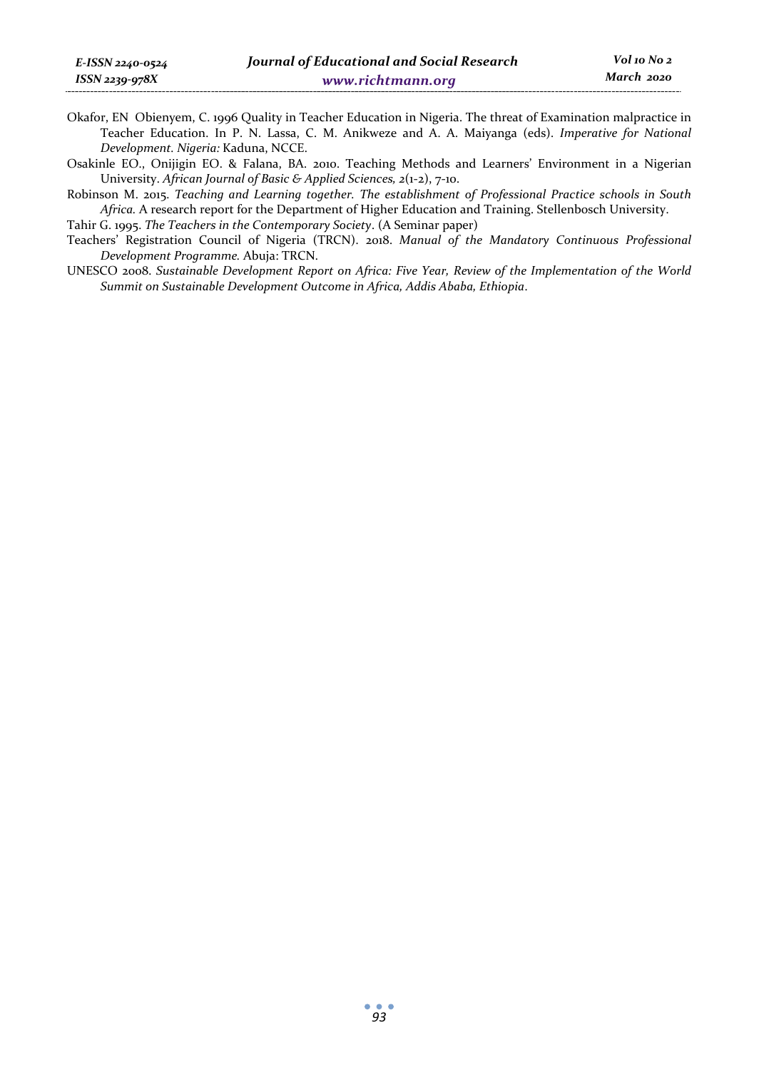Okafor, EN Obienyem, C. 1996 Quality in Teacher Education in Nigeria. The threat of Examination malpractice in Teacher Education. In P. N. Lassa, C. M. Anikweze and A. A. Maiyanga (eds). *Imperative for National Development. Nigeria:* Kaduna, NCCE.

Osakinle EO., Onijigin EO. & Falana, BA. 2010. Teaching Methods and Learners' Environment in a Nigerian University. *African Journal of Basic & Applied Sciences, 2*(1-2), 7-10.

Robinson M. 2015. *Teaching and Learning together. The establishment of Professional Practice schools in South Africa.* A research report for the Department of Higher Education and Training. Stellenbosch University.

Tahir G. 1995. *The Teachers in the Contemporary Society*. (A Seminar paper)

Teachers' Registration Council of Nigeria (TRCN). 2018. *Manual of the Mandatory Continuous Professional Development Programme.* Abuja: TRCN.

UNESCO 2008. *Sustainable Development Report on Africa: Five Year, Review of the Implementation of the World Summit on Sustainable Development Outcome in Africa, Addis Ababa, Ethiopia*.